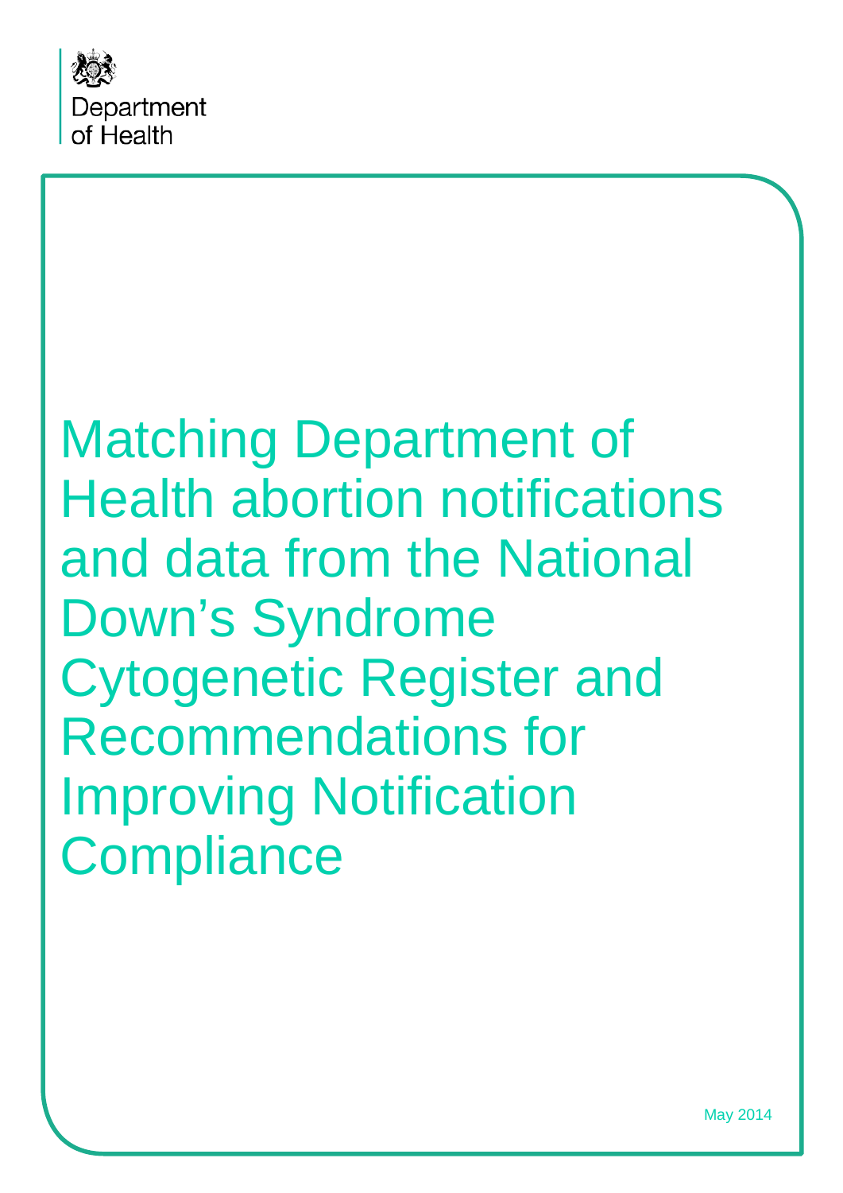Department of Health

# Matching Department of Health abortion notifications and data from the National Down's Syndrome Cytogenetic Register and Recommendations for Improving Notification Compliance

May 2014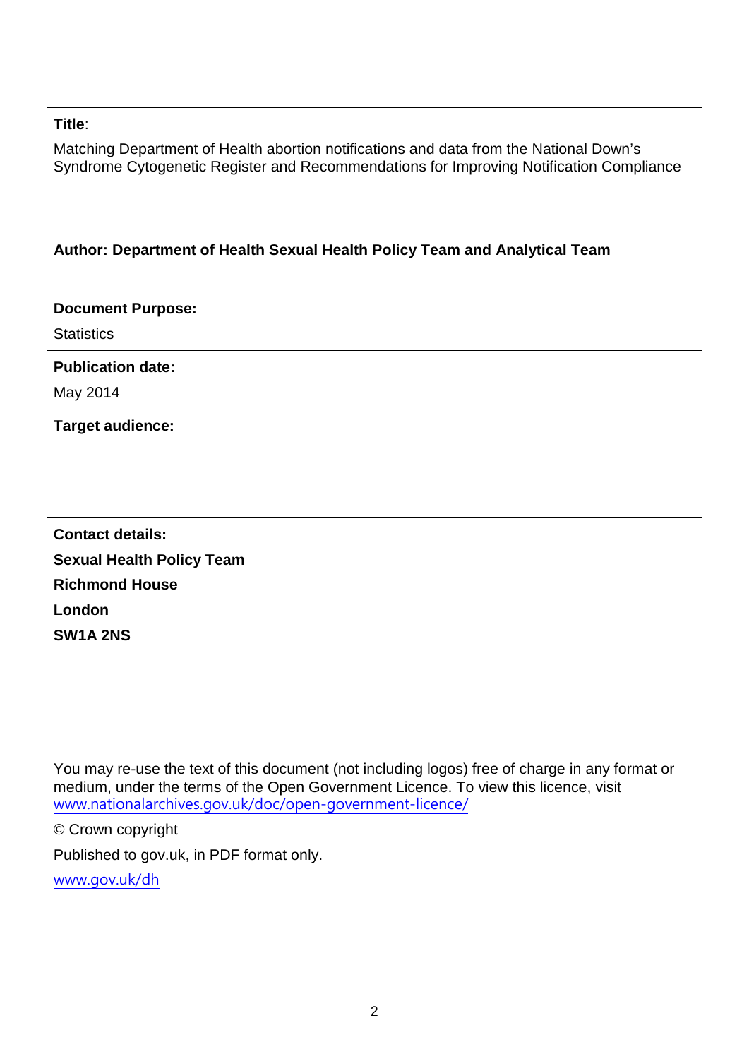**Title**:

Matching Department of Health abortion notifications and data from the National Down's Syndrome Cytogenetic Register and Recommendations for Improving Notification Compliance

**Author: Department of Health Sexual Health Policy Team and Analytical Team**

**Document Purpose:**

Statistics

**Publication date:**

May 2014

**Target audience:**

**Contact details:**

**Sexual Health Policy Team**

**Richmond House**

**London**

**SW1A 2NS**

You may re-use the text of this document (not including logos) free of charge in any format or medium, under the terms of the Open Government Licence. To view this licence, visit www.nationalarchives.gov.uk/doc/open-government-licence/

© Crown copyright

Published to gov.uk, in PDF format only.

www.gov.uk/dh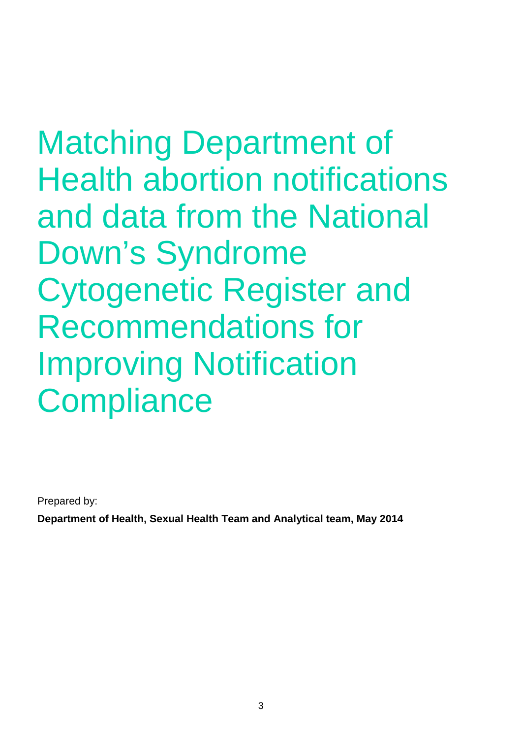# Matching Department of Health abortion notifications and data from the National Down's Syndrome Cytogenetic Register and Recommendations for Improving Notification Compliance

Prepared by:

**Department of Health, Sexual Health Team and Analytical team, May 2014**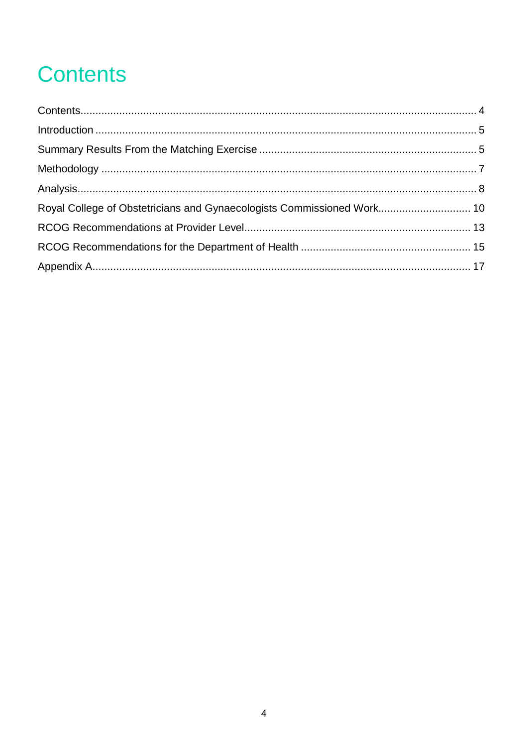# Contents

Contents .................................................................................................................. 4
Introduction .............................................................................................................. 5
Summary Results From the Matching Exercise ..................................................... 5
Methodology ............................................................................................................ 7
Analysis .................................................................................................................... 8
Royal College of Obstetricians and Gynaecologists Commissioned Work ............ 10
RCOG Recommendations at Provider Level ......................................................... 13
RCOG Recommendations for the Department of Health ...................................... 15
Appendix A ............................................................................................................. 17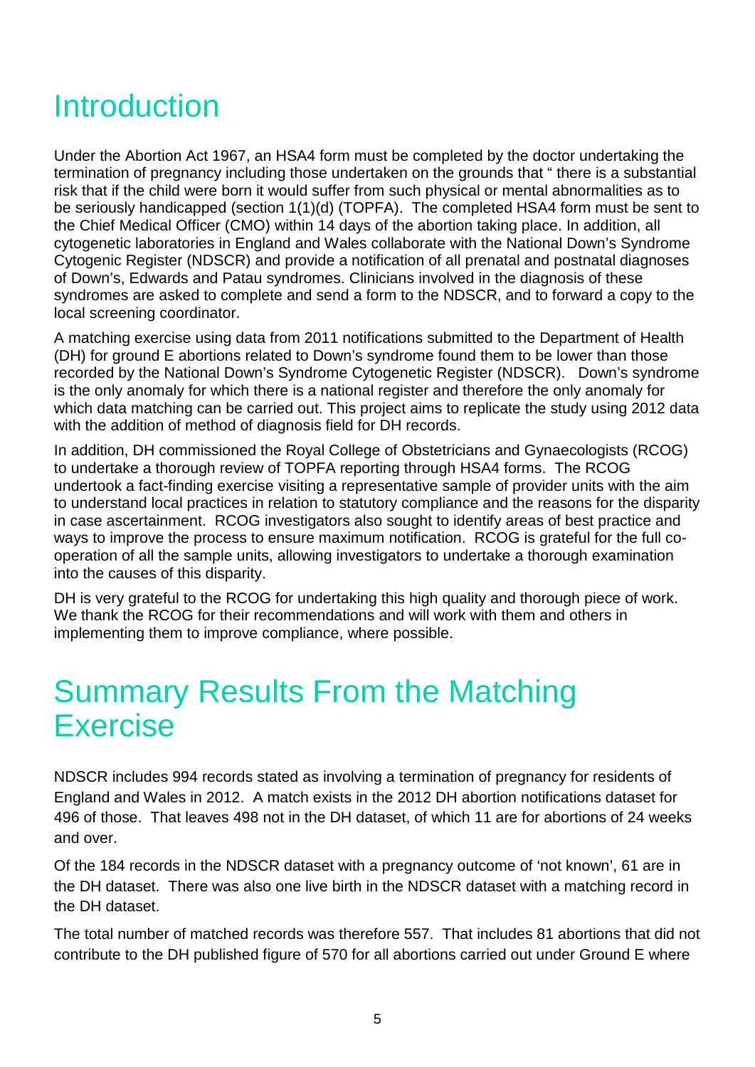# Introduction

Under the Abortion Act 1967, an HSA4 form must be completed by the doctor undertaking the termination of pregnancy including those undertaken on the grounds that " there is a substantial risk that if the child were born it would suffer from such physical or mental abnormalities as to be seriously handicapped (section 1(1)(d) (TOPFA). The completed HSA4 form must be sent to the Chief Medical Officer (CMO) within 14 days of the abortion taking place. In addition, all cytogenetic laboratories in England and Wales collaborate with the National Down's Syndrome Cytogenic Register (NDSCR) and provide a notification of all prenatal and postnatal diagnoses of Down's, Edwards and Patau syndromes. Clinicians involved in the diagnosis of these syndromes are asked to complete and send a form to the NDSCR, and to forward a copy to the local screening coordinator.

A matching exercise using data from 2011 notifications submitted to the Department of Health (DH) for ground E abortions related to Down's syndrome found them to be lower than those recorded by the National Down's Syndrome Cytogenetic Register (NDSCR). Down's syndrome is the only anomaly for which there is a national register and therefore the only anomaly for which data matching can be carried out. This project aims to replicate the study using 2012 data with the addition of method of diagnosis field for DH records.

In addition, DH commissioned the Royal College of Obstetricians and Gynaecologists (RCOG) to undertake a thorough review of TOPFA reporting through HSA4 forms. The RCOG undertook a fact-finding exercise visiting a representative sample of provider units with the aim to understand local practices in relation to statutory compliance and the reasons for the disparity in case ascertainment. RCOG investigators also sought to identify areas of best practice and ways to improve the process to ensure maximum notification. RCOG is grateful for the full co-operation of all the sample units, allowing investigators to undertake a thorough examination into the causes of this disparity.

DH is very grateful to the RCOG for undertaking this high quality and thorough piece of work. We thank the RCOG for their recommendations and will work with them and others in implementing them to improve compliance, where possible.

# Summary Results From the Matching Exercise

NDSCR includes 994 records stated as involving a termination of pregnancy for residents of England and Wales in 2012. A match exists in the 2012 DH abortion notifications dataset for 496 of those. That leaves 498 not in the DH dataset, of which 11 are for abortions of 24 weeks and over.

Of the 184 records in the NDSCR dataset with a pregnancy outcome of 'not known', 61 are in the DH dataset. There was also one live birth in the NDSCR dataset with a matching record in the DH dataset.

The total number of matched records was therefore 557. That includes 81 abortions that did not contribute to the DH published figure of 570 for all abortions carried out under Ground E where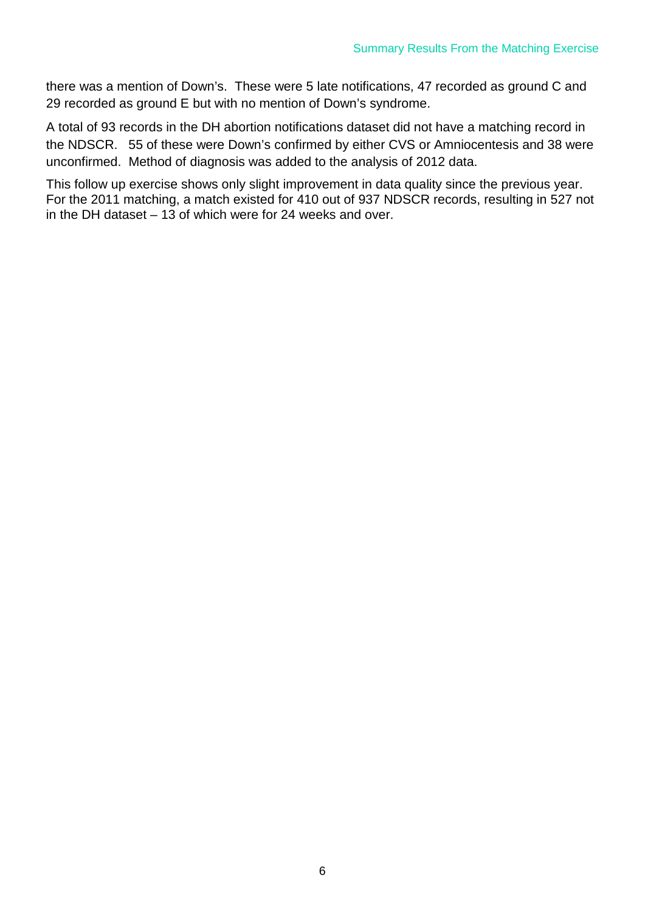there was a mention of Down's. These were 5 late notifications, 47 recorded as ground C and 29 recorded as ground E but with no mention of Down's syndrome.

A total of 93 records in the DH abortion notifications dataset did not have a matching record in the NDSCR. 55 of these were Down's confirmed by either CVS or Amniocentesis and 38 were unconfirmed. Method of diagnosis was added to the analysis of 2012 data.

This follow up exercise shows only slight improvement in data quality since the previous year. For the 2011 matching, a match existed for 410 out of 937 NDSCR records, resulting in 527 not in the DH dataset – 13 of which were for 24 weeks and over.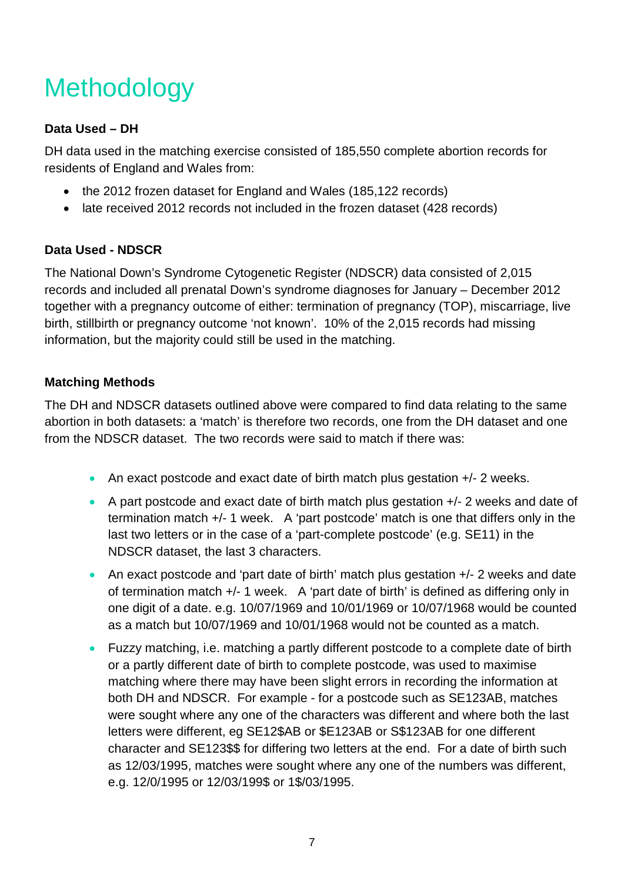# Methodology

**Data Used – DH**

DH data used in the matching exercise consisted of 185,550 complete abortion records for residents of England and Wales from:

- the 2012 frozen dataset for England and Wales (185,122 records)
- late received 2012 records not included in the frozen dataset (428 records)

**Data Used - NDSCR**

The National Down's Syndrome Cytogenetic Register (NDSCR) data consisted of 2,015 records and included all prenatal Down's syndrome diagnoses for January – December 2012 together with a pregnancy outcome of either: termination of pregnancy (TOP), miscarriage, live birth, stillbirth or pregnancy outcome 'not known'. 10% of the 2,015 records had missing information, but the majority could still be used in the matching.

**Matching Methods**

The DH and NDSCR datasets outlined above were compared to find data relating to the same abortion in both datasets: a 'match' is therefore two records, one from the DH dataset and one from the NDSCR dataset. The two records were said to match if there was:

- An exact postcode and exact date of birth match plus gestation +/- 2 weeks.
- A part postcode and exact date of birth match plus gestation +/- 2 weeks and date of termination match +/- 1 week. A 'part postcode' match is one that differs only in the last two letters or in the case of a 'part-complete postcode' (e.g. SE11) in the NDSCR dataset, the last 3 characters.
- An exact postcode and 'part date of birth' match plus gestation +/- 2 weeks and date of termination match +/- 1 week. A 'part date of birth' is defined as differing only in one digit of a date. e.g. 10/07/1969 and 10/01/1969 or 10/07/1968 would be counted as a match but 10/07/1969 and 10/01/1968 would not be counted as a match.
- Fuzzy matching, i.e. matching a partly different postcode to a complete date of birth or a partly different date of birth to complete postcode, was used to maximise matching where there may have been slight errors in recording the information at both DH and NDSCR. For example - for a postcode such as SE123AB, matches were sought where any one of the characters was different and where both the last letters were different, eg SE12$AB or $E123AB or S$123AB for one different character and SE123$$ for differing two letters at the end. For a date of birth such as 12/03/1995, matches were sought where any one of the numbers was different, e.g. 12/0/1995 or 12/03/199$ or 1$/03/1995.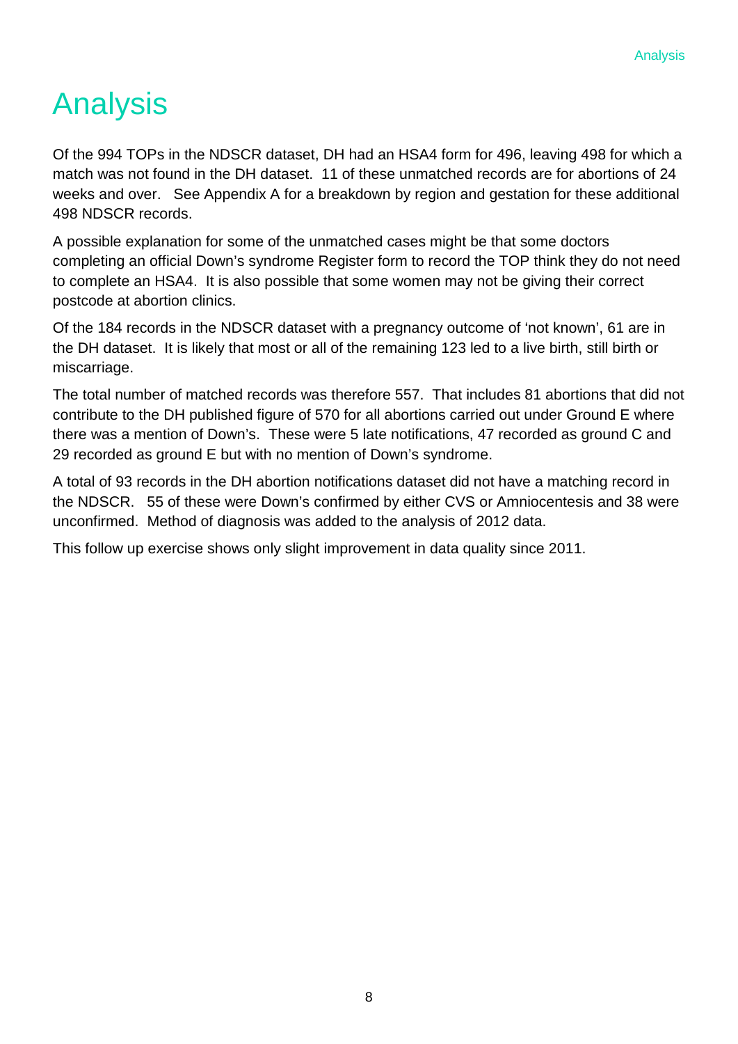# Analysis

Of the 994 TOPs in the NDSCR dataset, DH had an HSA4 form for 496, leaving 498 for which a match was not found in the DH dataset. 11 of these unmatched records are for abortions of 24 weeks and over. See Appendix A for a breakdown by region and gestation for these additional 498 NDSCR records.

A possible explanation for some of the unmatched cases might be that some doctors completing an official Down's syndrome Register form to record the TOP think they do not need to complete an HSA4. It is also possible that some women may not be giving their correct postcode at abortion clinics.

Of the 184 records in the NDSCR dataset with a pregnancy outcome of 'not known', 61 are in the DH dataset. It is likely that most or all of the remaining 123 led to a live birth, still birth or miscarriage.

The total number of matched records was therefore 557. That includes 81 abortions that did not contribute to the DH published figure of 570 for all abortions carried out under Ground E where there was a mention of Down's. These were 5 late notifications, 47 recorded as ground C and 29 recorded as ground E but with no mention of Down's syndrome.

A total of 93 records in the DH abortion notifications dataset did not have a matching record in the NDSCR. 55 of these were Down's confirmed by either CVS or Amniocentesis and 38 were unconfirmed. Method of diagnosis was added to the analysis of 2012 data.

This follow up exercise shows only slight improvement in data quality since 2011.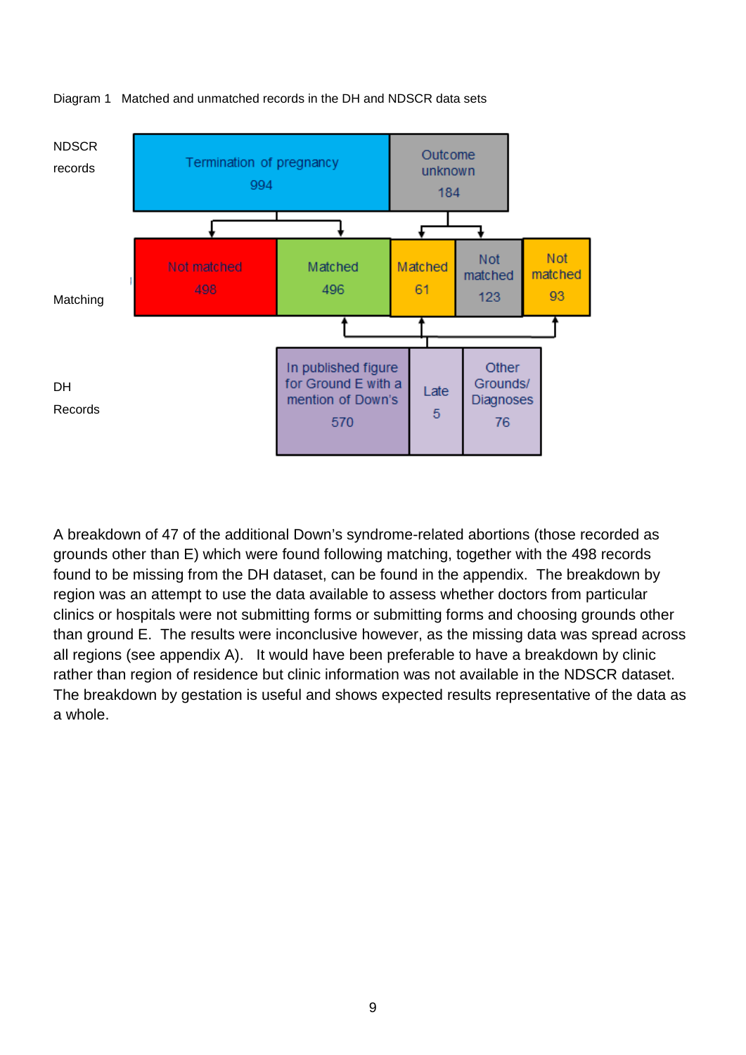Diagram 1 Matched and unmatched records in the DH and NDSCR data sets

NDSCR records

| Termination of pregnancy 994 | | Outcome unknown 184 | | |
|---|---|---|---|---|
| Not matched 498 | Matched 496 | Matched 61 | Not matched 123 | Not matched 93 |

Matching

DH Records

| In published figure for Ground E with a mention of Down's 570 | Late 5 | Other Grounds/ Diagnoses 76 |
|---|---|---|

A breakdown of 47 of the additional Down's syndrome-related abortions (those recorded as grounds other than E) which were found following matching, together with the 498 records found to be missing from the DH dataset, can be found in the appendix. The breakdown by region was an attempt to use the data available to assess whether doctors from particular clinics or hospitals were not submitting forms or submitting forms and choosing grounds other than ground E. The results were inconclusive however, as the missing data was spread across all regions (see appendix A). It would have been preferable to have a breakdown by clinic rather than region of residence but clinic information was not available in the NDSCR dataset. The breakdown by gestation is useful and shows expected results representative of the data as a whole.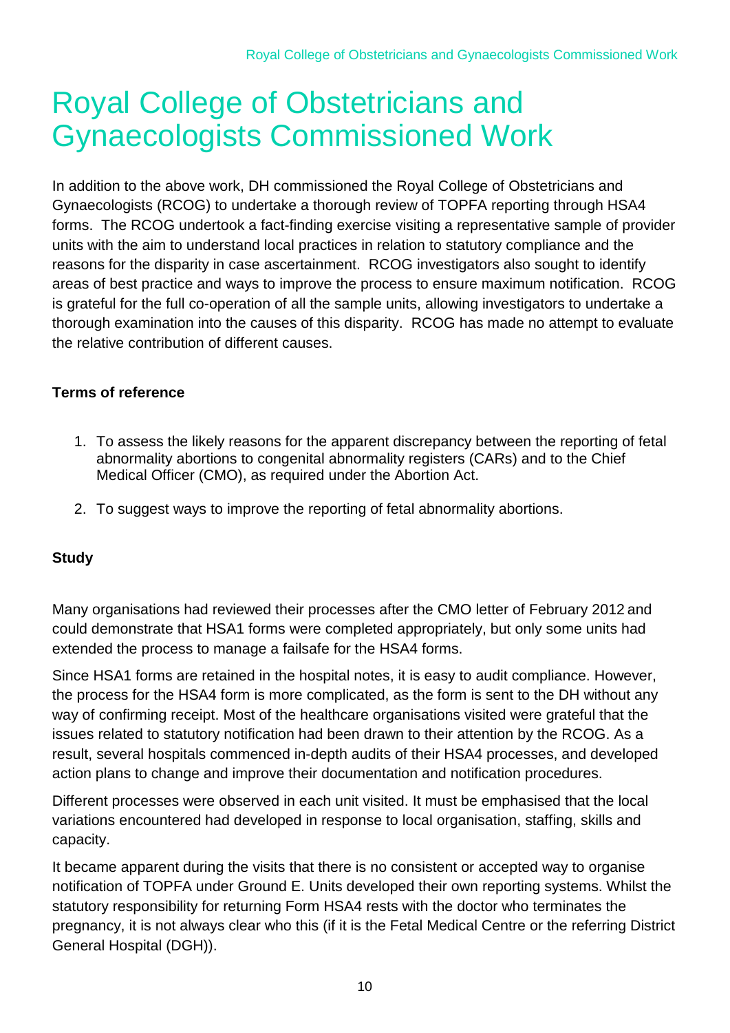# Royal College of Obstetricians and Gynaecologists Commissioned Work

In addition to the above work, DH commissioned the Royal College of Obstetricians and Gynaecologists (RCOG) to undertake a thorough review of TOPFA reporting through HSA4 forms. The RCOG undertook a fact-finding exercise visiting a representative sample of provider units with the aim to understand local practices in relation to statutory compliance and the reasons for the disparity in case ascertainment. RCOG investigators also sought to identify areas of best practice and ways to improve the process to ensure maximum notification. RCOG is grateful for the full co-operation of all the sample units, allowing investigators to undertake a thorough examination into the causes of this disparity. RCOG has made no attempt to evaluate the relative contribution of different causes.

**Terms of reference**

1. To assess the likely reasons for the apparent discrepancy between the reporting of fetal abnormality abortions to congenital abnormality registers (CARs) and to the Chief Medical Officer (CMO), as required under the Abortion Act.
2. To suggest ways to improve the reporting of fetal abnormality abortions.

**Study**

Many organisations had reviewed their processes after the CMO letter of February 2012 and could demonstrate that HSA1 forms were completed appropriately, but only some units had extended the process to manage a failsafe for the HSA4 forms.

Since HSA1 forms are retained in the hospital notes, it is easy to audit compliance. However, the process for the HSA4 form is more complicated, as the form is sent to the DH without any way of confirming receipt. Most of the healthcare organisations visited were grateful that the issues related to statutory notification had been drawn to their attention by the RCOG. As a result, several hospitals commenced in-depth audits of their HSA4 processes, and developed action plans to change and improve their documentation and notification procedures.

Different processes were observed in each unit visited. It must be emphasised that the local variations encountered had developed in response to local organisation, staffing, skills and capacity.

It became apparent during the visits that there is no consistent or accepted way to organise notification of TOPFA under Ground E. Units developed their own reporting systems. Whilst the statutory responsibility for returning Form HSA4 rests with the doctor who terminates the pregnancy, it is not always clear who this (if it is the Fetal Medical Centre or the referring District General Hospital (DGH)).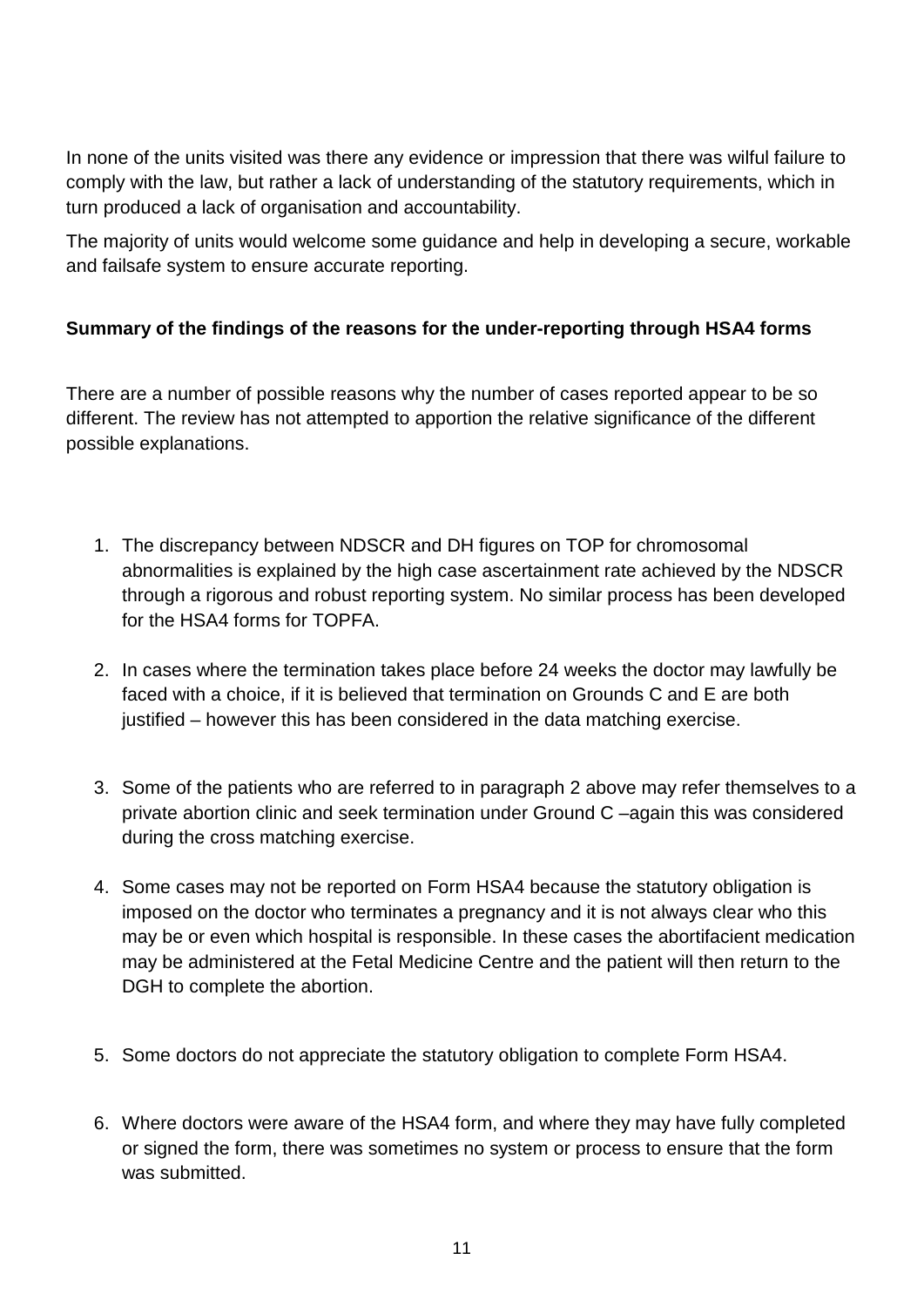In none of the units visited was there any evidence or impression that there was wilful failure to comply with the law, but rather a lack of understanding of the statutory requirements, which in turn produced a lack of organisation and accountability.

The majority of units would welcome some guidance and help in developing a secure, workable and failsafe system to ensure accurate reporting.

**Summary of the findings of the reasons for the under-reporting through HSA4 forms**

There are a number of possible reasons why the number of cases reported appear to be so different. The review has not attempted to apportion the relative significance of the different possible explanations.

1. The discrepancy between NDSCR and DH figures on TOP for chromosomal abnormalities is explained by the high case ascertainment rate achieved by the NDSCR through a rigorous and robust reporting system. No similar process has been developed for the HSA4 forms for TOPFA.

2. In cases where the termination takes place before 24 weeks the doctor may lawfully be faced with a choice, if it is believed that termination on Grounds C and E are both justified – however this has been considered in the data matching exercise.

3. Some of the patients who are referred to in paragraph 2 above may refer themselves to a private abortion clinic and seek termination under Ground C –again this was considered during the cross matching exercise.

4. Some cases may not be reported on Form HSA4 because the statutory obligation is imposed on the doctor who terminates a pregnancy and it is not always clear who this may be or even which hospital is responsible. In these cases the abortifacient medication may be administered at the Fetal Medicine Centre and the patient will then return to the DGH to complete the abortion.

5. Some doctors do not appreciate the statutory obligation to complete Form HSA4.

6. Where doctors were aware of the HSA4 form, and where they may have fully completed or signed the form, there was sometimes no system or process to ensure that the form was submitted.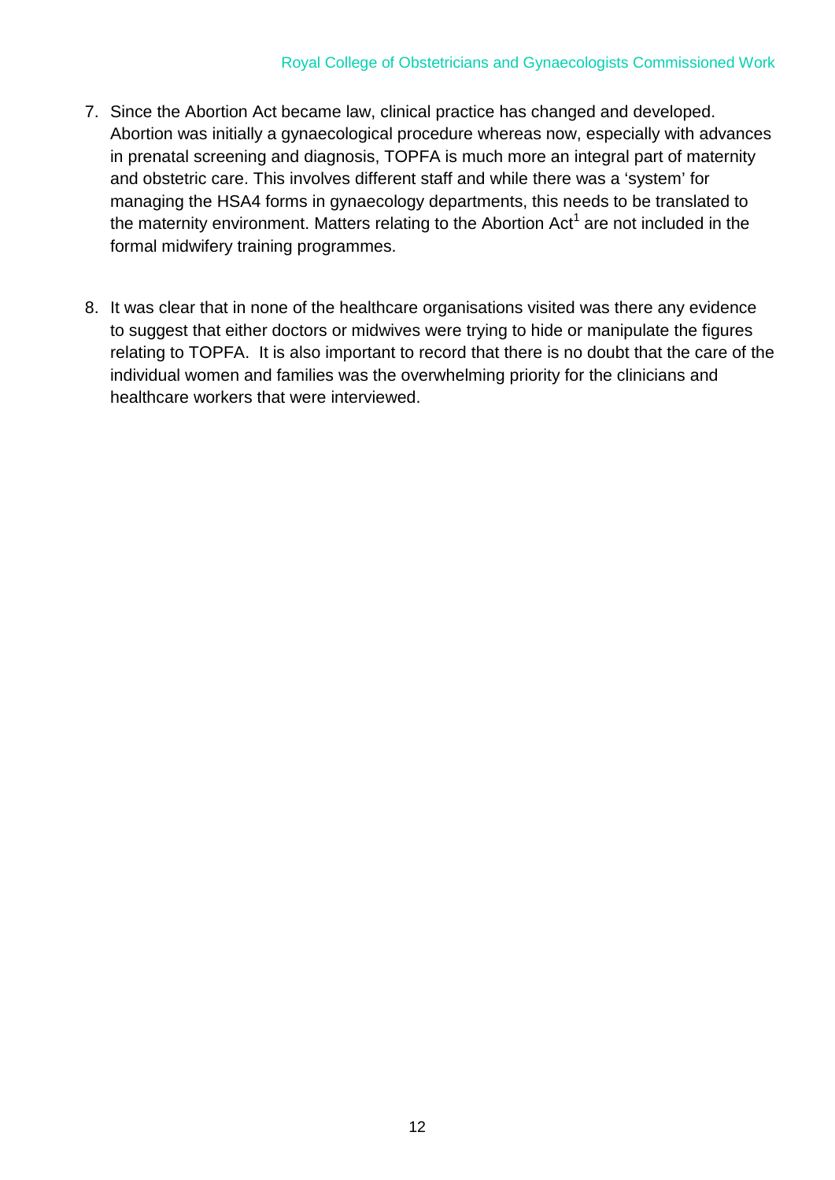7. Since the Abortion Act became law, clinical practice has changed and developed. Abortion was initially a gynaecological procedure whereas now, especially with advances in prenatal screening and diagnosis, TOPFA is much more an integral part of maternity and obstetric care. This involves different staff and while there was a 'system' for managing the HSA4 forms in gynaecology departments, this needs to be translated to the maternity environment. Matters relating to the Abortion Act[1] are not included in the formal midwifery training programmes.

8. It was clear that in none of the healthcare organisations visited was there any evidence to suggest that either doctors or midwives were trying to hide or manipulate the figures relating to TOPFA. It is also important to record that there is no doubt that the care of the individual women and families was the overwhelming priority for the clinicians and healthcare workers that were interviewed.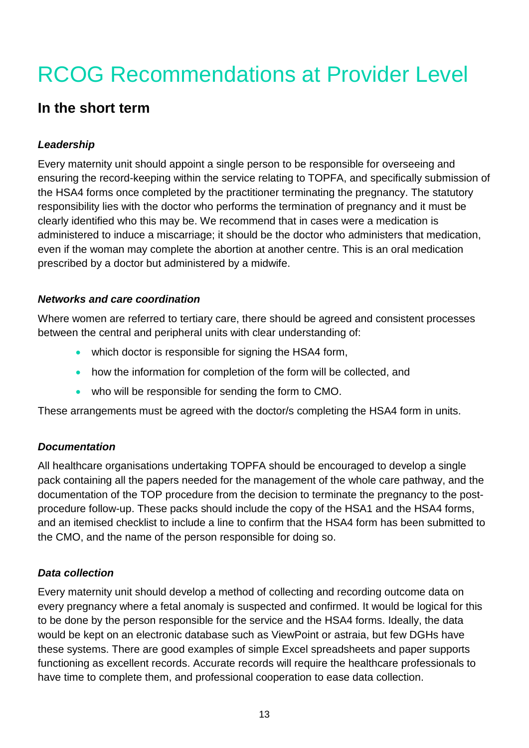# RCOG Recommendations at Provider Level

## In the short term

### *Leadership*

Every maternity unit should appoint a single person to be responsible for overseeing and ensuring the record-keeping within the service relating to TOPFA, and specifically submission of the HSA4 forms once completed by the practitioner terminating the pregnancy. The statutory responsibility lies with the doctor who performs the termination of pregnancy and it must be clearly identified who this may be. We recommend that in cases were a medication is administered to induce a miscarriage; it should be the doctor who administers that medication, even if the woman may complete the abortion at another centre. This is an oral medication prescribed by a doctor but administered by a midwife.

### *Networks and care coordination*

Where women are referred to tertiary care, there should be agreed and consistent processes between the central and peripheral units with clear understanding of:

- which doctor is responsible for signing the HSA4 form,
- how the information for completion of the form will be collected, and
- who will be responsible for sending the form to CMO.

These arrangements must be agreed with the doctor/s completing the HSA4 form in units.

### *Documentation*

All healthcare organisations undertaking TOPFA should be encouraged to develop a single pack containing all the papers needed for the management of the whole care pathway, and the documentation of the TOP procedure from the decision to terminate the pregnancy to the post-procedure follow-up. These packs should include the copy of the HSA1 and the HSA4 forms, and an itemised checklist to include a line to confirm that the HSA4 form has been submitted to the CMO, and the name of the person responsible for doing so.

### *Data collection*

Every maternity unit should develop a method of collecting and recording outcome data on every pregnancy where a fetal anomaly is suspected and confirmed. It would be logical for this to be done by the person responsible for the service and the HSA4 forms. Ideally, the data would be kept on an electronic database such as ViewPoint or astraia, but few DGHs have these systems. There are good examples of simple Excel spreadsheets and paper supports functioning as excellent records. Accurate records will require the healthcare professionals to have time to complete them, and professional cooperation to ease data collection.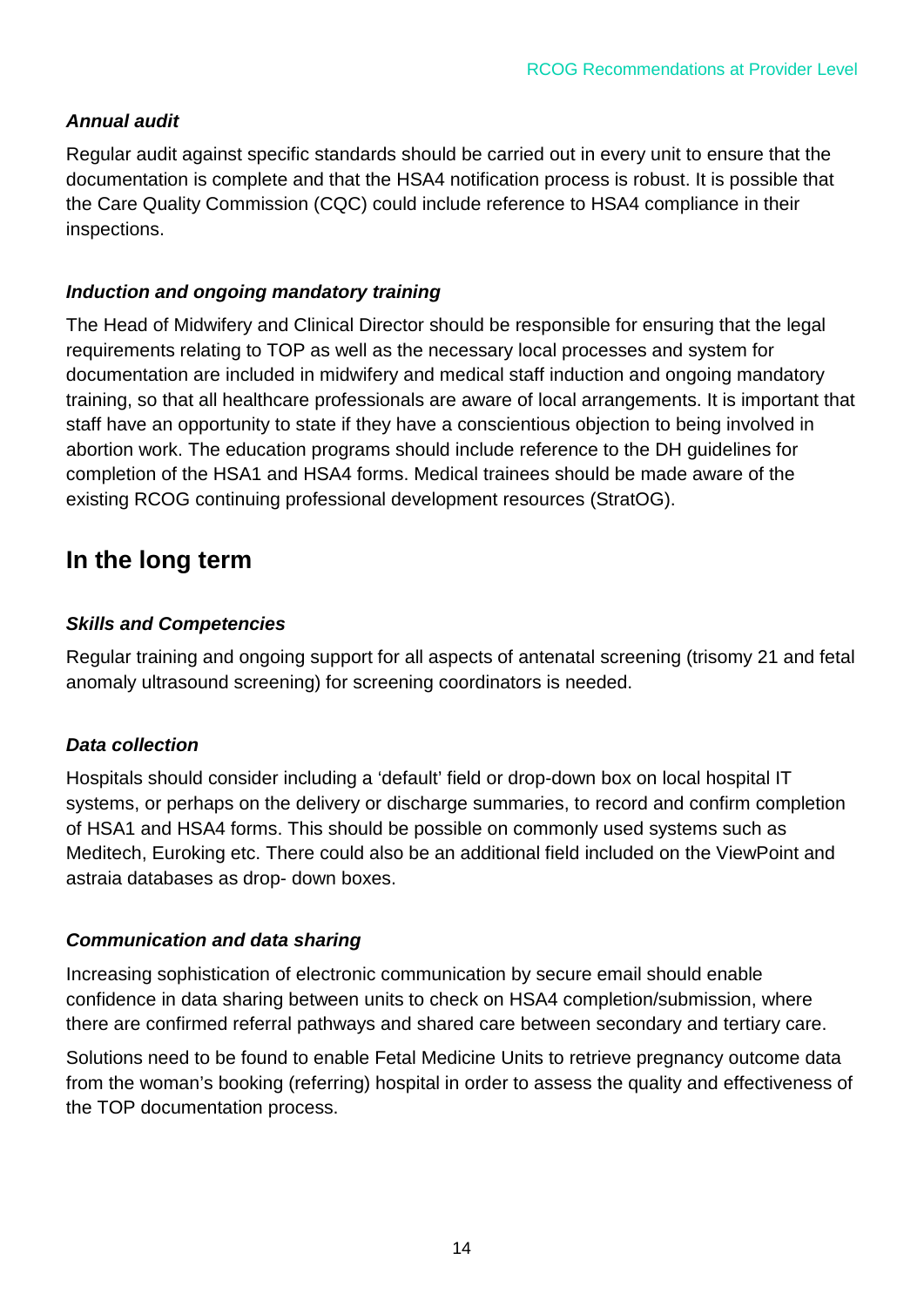### *Annual audit*

Regular audit against specific standards should be carried out in every unit to ensure that the documentation is complete and that the HSA4 notification process is robust. It is possible that the Care Quality Commission (CQC) could include reference to HSA4 compliance in their inspections.

### *Induction and ongoing mandatory training*

The Head of Midwifery and Clinical Director should be responsible for ensuring that the legal requirements relating to TOP as well as the necessary local processes and system for documentation are included in midwifery and medical staff induction and ongoing mandatory training, so that all healthcare professionals are aware of local arrangements. It is important that staff have an opportunity to state if they have a conscientious objection to being involved in abortion work. The education programs should include reference to the DH guidelines for completion of the HSA1 and HSA4 forms. Medical trainees should be made aware of the existing RCOG continuing professional development resources (StratOG).

## In the long term

### *Skills and Competencies*

Regular training and ongoing support for all aspects of antenatal screening (trisomy 21 and fetal anomaly ultrasound screening) for screening coordinators is needed.

### *Data collection*

Hospitals should consider including a 'default' field or drop-down box on local hospital IT systems, or perhaps on the delivery or discharge summaries, to record and confirm completion of HSA1 and HSA4 forms. This should be possible on commonly used systems such as Meditech, Euroking etc. There could also be an additional field included on the ViewPoint and astraia databases as drop- down boxes.

### *Communication and data sharing*

Increasing sophistication of electronic communication by secure email should enable confidence in data sharing between units to check on HSA4 completion/submission, where there are confirmed referral pathways and shared care between secondary and tertiary care.

Solutions need to be found to enable Fetal Medicine Units to retrieve pregnancy outcome data from the woman's booking (referring) hospital in order to assess the quality and effectiveness of the TOP documentation process.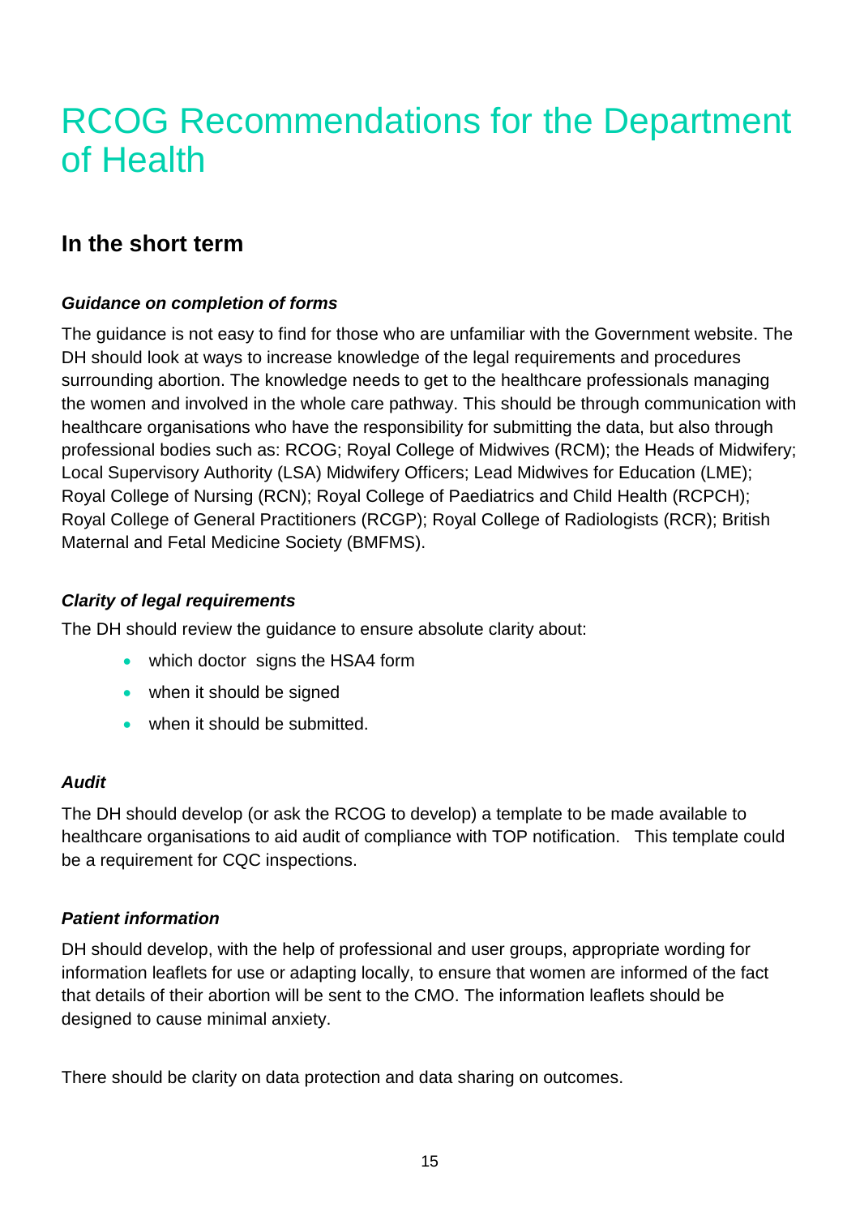# RCOG Recommendations for the Department of Health

## In the short term

***Guidance on completion of forms***

The guidance is not easy to find for those who are unfamiliar with the Government website. The DH should look at ways to increase knowledge of the legal requirements and procedures surrounding abortion. The knowledge needs to get to the healthcare professionals managing the women and involved in the whole care pathway. This should be through communication with healthcare organisations who have the responsibility for submitting the data, but also through professional bodies such as: RCOG; Royal College of Midwives (RCM); the Heads of Midwifery; Local Supervisory Authority (LSA) Midwifery Officers; Lead Midwives for Education (LME); Royal College of Nursing (RCN); Royal College of Paediatrics and Child Health (RCPCH); Royal College of General Practitioners (RCGP); Royal College of Radiologists (RCR); British Maternal and Fetal Medicine Society (BMFMS).

***Clarity of legal requirements***

The DH should review the guidance to ensure absolute clarity about:

- which doctor signs the HSA4 form
- when it should be signed
- when it should be submitted.

***Audit***

The DH should develop (or ask the RCOG to develop) a template to be made available to healthcare organisations to aid audit of compliance with TOP notification. This template could be a requirement for CQC inspections.

***Patient information***

DH should develop, with the help of professional and user groups, appropriate wording for information leaflets for use or adapting locally, to ensure that women are informed of the fact that details of their abortion will be sent to the CMO. The information leaflets should be designed to cause minimal anxiety.

There should be clarity on data protection and data sharing on outcomes.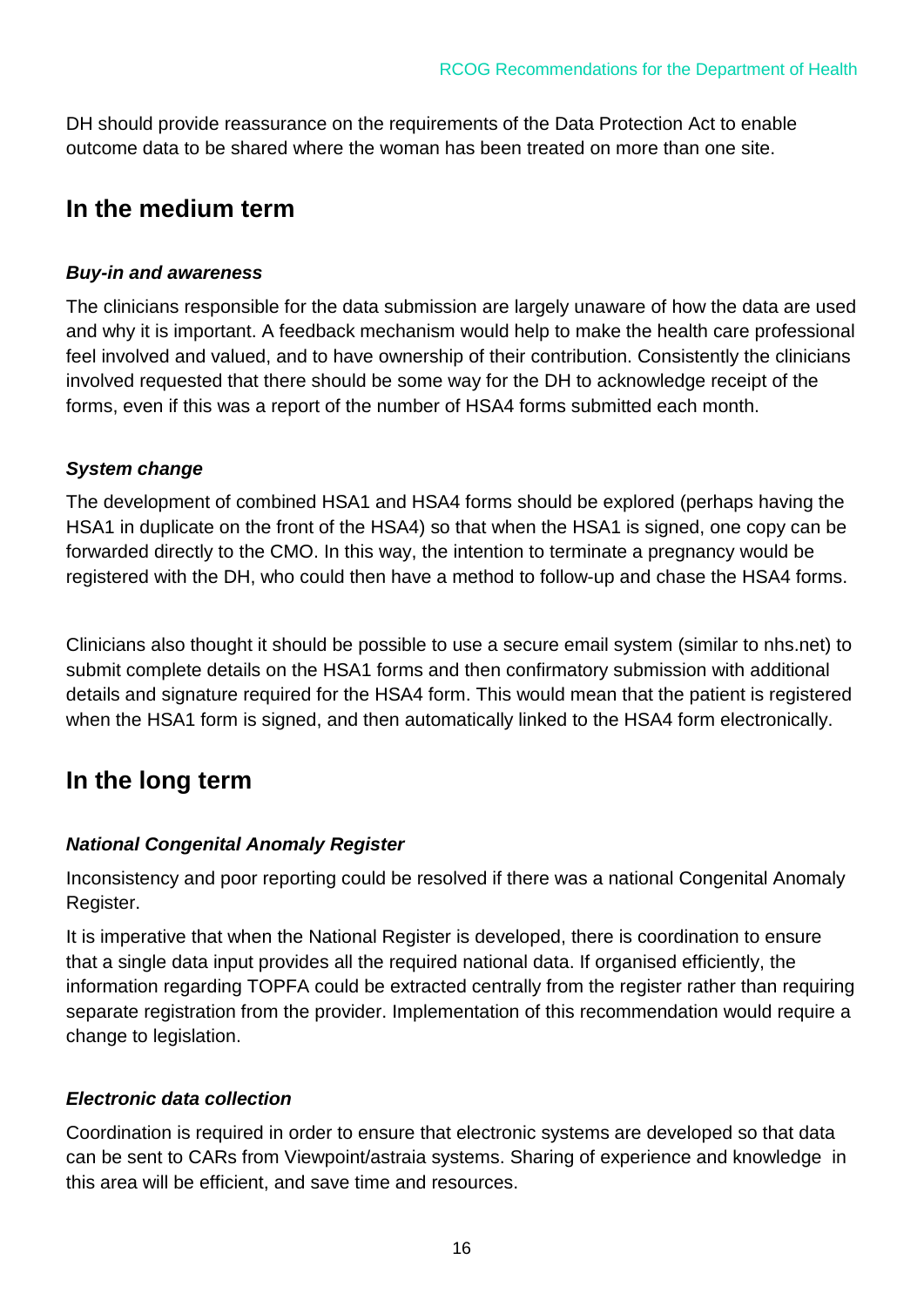DH should provide reassurance on the requirements of the Data Protection Act to enable outcome data to be shared where the woman has been treated on more than one site.

## In the medium term

### *Buy-in and awareness*

The clinicians responsible for the data submission are largely unaware of how the data are used and why it is important. A feedback mechanism would help to make the health care professional feel involved and valued, and to have ownership of their contribution. Consistently the clinicians involved requested that there should be some way for the DH to acknowledge receipt of the forms, even if this was a report of the number of HSA4 forms submitted each month.

### *System change*

The development of combined HSA1 and HSA4 forms should be explored (perhaps having the HSA1 in duplicate on the front of the HSA4) so that when the HSA1 is signed, one copy can be forwarded directly to the CMO. In this way, the intention to terminate a pregnancy would be registered with the DH, who could then have a method to follow-up and chase the HSA4 forms.

Clinicians also thought it should be possible to use a secure email system (similar to nhs.net) to submit complete details on the HSA1 forms and then confirmatory submission with additional details and signature required for the HSA4 form. This would mean that the patient is registered when the HSA1 form is signed, and then automatically linked to the HSA4 form electronically.

## In the long term

### *National Congenital Anomaly Register*

Inconsistency and poor reporting could be resolved if there was a national Congenital Anomaly Register.

It is imperative that when the National Register is developed, there is coordination to ensure that a single data input provides all the required national data. If organised efficiently, the information regarding TOPFA could be extracted centrally from the register rather than requiring separate registration from the provider. Implementation of this recommendation would require a change to legislation.

### *Electronic data collection*

Coordination is required in order to ensure that electronic systems are developed so that data can be sent to CARs from Viewpoint/astraia systems. Sharing of experience and knowledge in this area will be efficient, and save time and resources.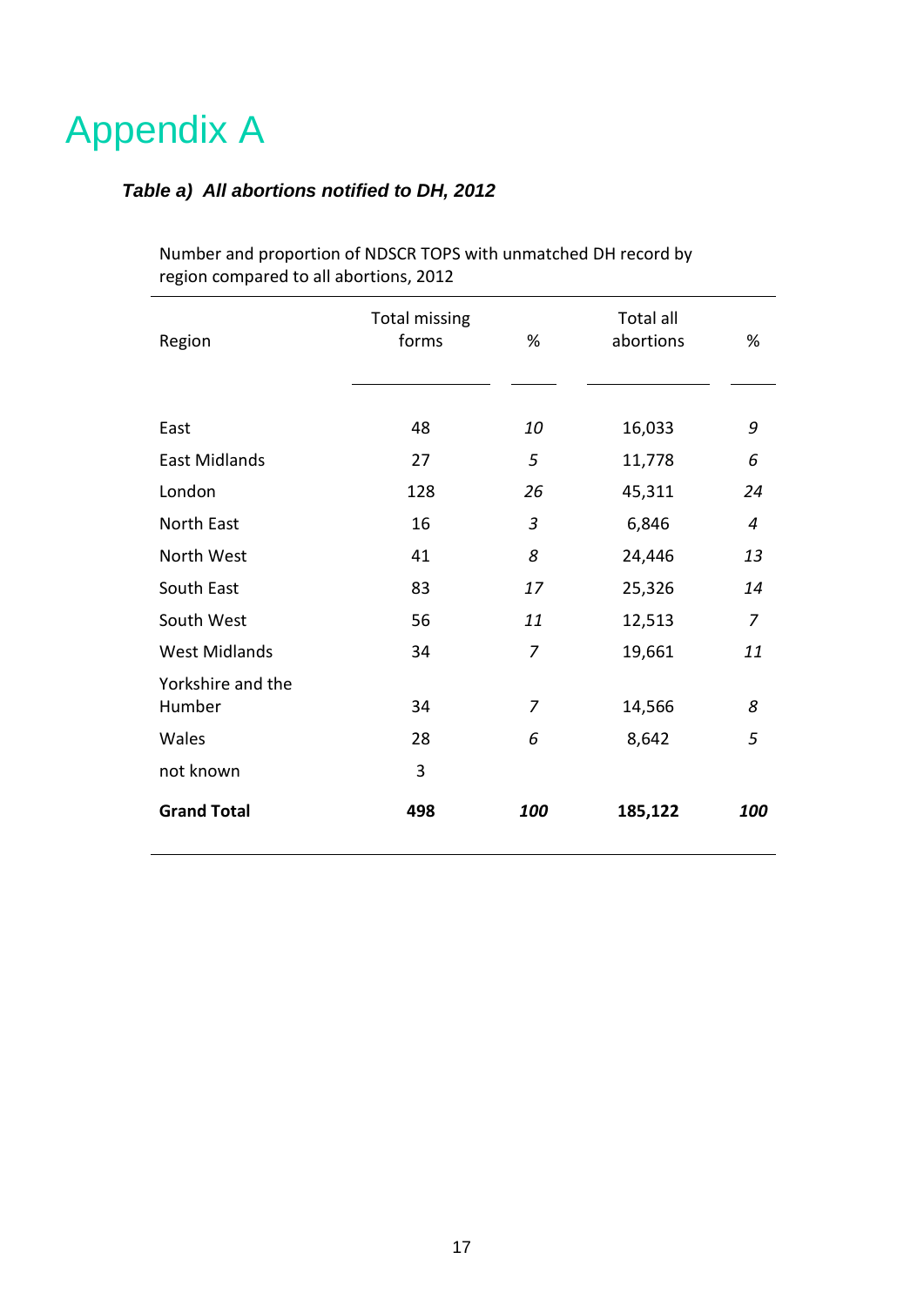# Appendix A

### *Table a) All abortions notified to DH, 2012*

Number and proportion of NDSCR TOPS with unmatched DH record by region compared to all abortions, 2012

| Region | Total missing forms | % | Total all abortions | % |
|---|---|---|---|---|
| East | 48 | *10* | 16,033 | *9* |
| East Midlands | 27 | *5* | 11,778 | *6* |
| London | 128 | *26* | 45,311 | *24* |
| North East | 16 | *3* | 6,846 | *4* |
| North West | 41 | *8* | 24,446 | *13* |
| South East | 83 | *17* | 25,326 | *14* |
| South West | 56 | *11* | 12,513 | *7* |
| West Midlands | 34 | *7* | 19,661 | *11* |
| Yorkshire and the Humber | 34 | *7* | 14,566 | *8* |
| Wales | 28 | *6* | 8,642 | *5* |
| not known | 3 | | | |
| **Grand Total** | **498** | ***100*** | **185,122** | ***100*** |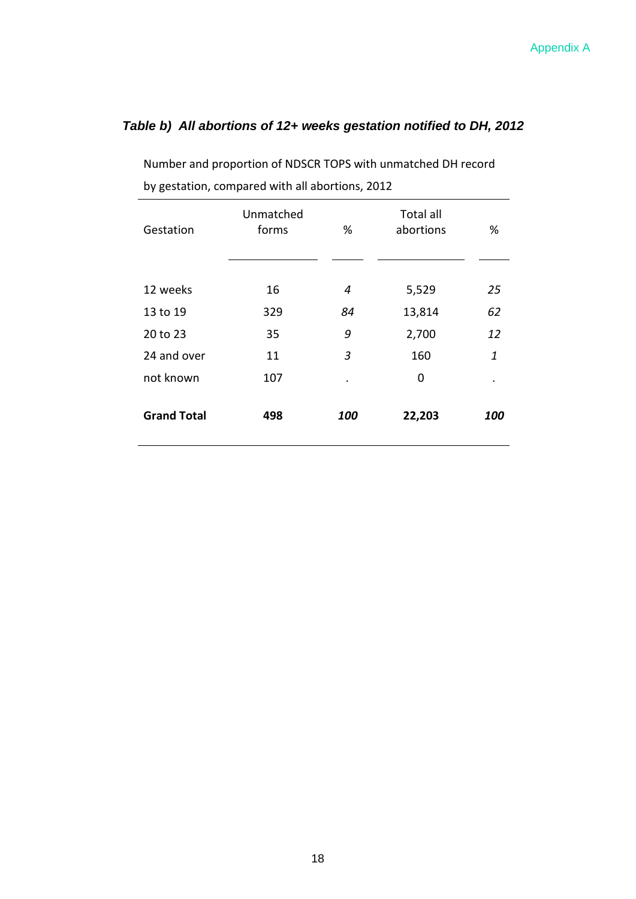### *Table b) All abortions of 12+ weeks gestation notified to DH, 2012*

Number and proportion of NDSCR TOPS with unmatched DH record by gestation, compared with all abortions, 2012

| Gestation | Unmatched forms | % | Total all abortions | % |
|---|---|---|---|---|
| 12 weeks | 16 | *4* | 5,529 | *25* |
| 13 to 19 | 329 | *84* | 13,814 | *62* |
| 20 to 23 | 35 | *9* | 2,700 | *12* |
| 24 and over | 11 | *3* | 160 | *1* |
| not known | 107 | . | 0 | . |
| **Grand Total** | **498** | ***100*** | **22,203** | ***100*** |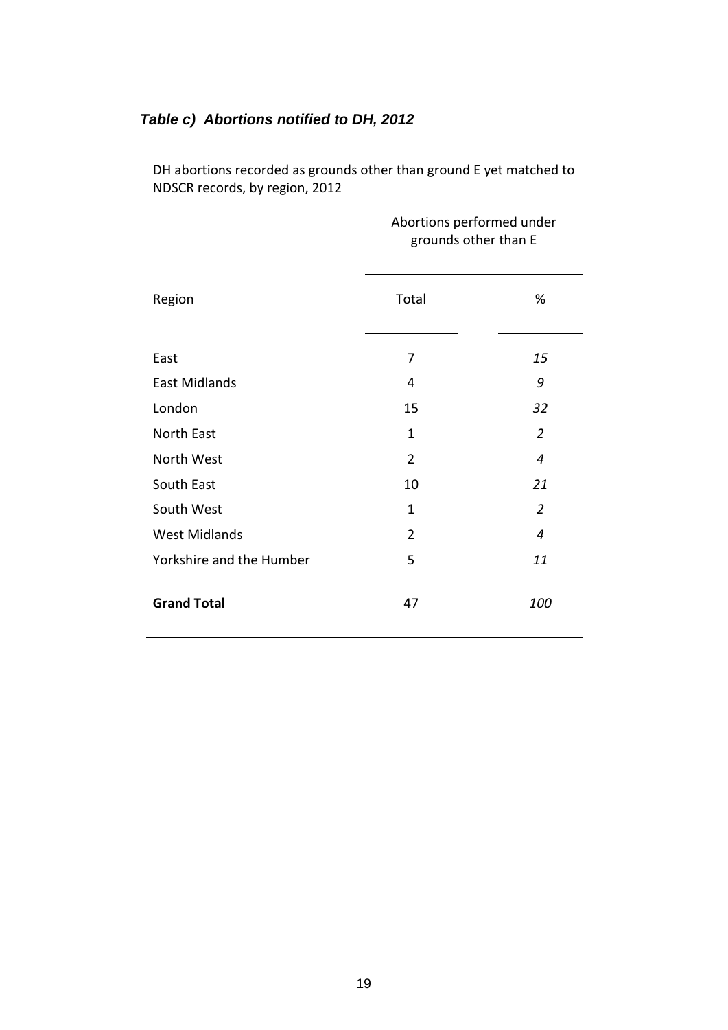### *Table c) Abortions notified to DH, 2012*

DH abortions recorded as grounds other than ground E yet matched to NDSCR records, by region, 2012

| | Abortions performed under grounds other than E | |
|---|---|---|
| Region | Total | % |
| East | 7 | *15* |
| East Midlands | 4 | *9* |
| London | 15 | *32* |
| North East | 1 | *2* |
| North West | 2 | *4* |
| South East | 10 | *21* |
| South West | 1 | *2* |
| West Midlands | 2 | *4* |
| Yorkshire and the Humber | 5 | *11* |
| **Grand Total** | 47 | *100* |